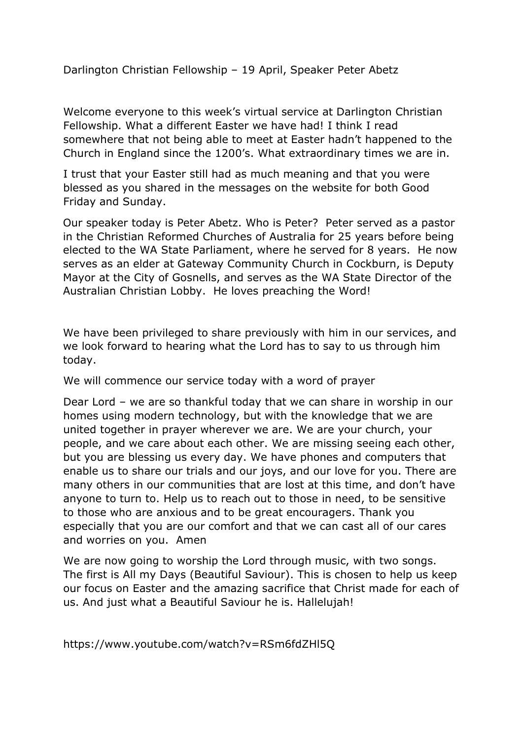Darlington Christian Fellowship – 19 April, Speaker Peter Abetz

Welcome everyone to this week's virtual service at Darlington Christian Fellowship. What a different Easter we have had! I think I read somewhere that not being able to meet at Easter hadn't happened to the Church in England since the 1200's. What extraordinary times we are in.

I trust that your Easter still had as much meaning and that you were blessed as you shared in the messages on the website for both Good Friday and Sunday.

Our speaker today is Peter Abetz. Who is Peter? Peter served as a pastor in the Christian Reformed Churches of Australia for 25 years before being elected to the WA State Parliament, where he served for 8 years. He now serves as an elder at Gateway Community Church in Cockburn, is Deputy Mayor at the City of Gosnells, and serves as the WA State Director of the Australian Christian Lobby. He loves preaching the Word!

We have been privileged to share previously with him in our services, and we look forward to hearing what the Lord has to say to us through him today.

We will commence our service today with a word of prayer

Dear Lord – we are so thankful today that we can share in worship in our homes using modern technology, but with the knowledge that we are united together in prayer wherever we are. We are your church, your people, and we care about each other. We are missing seeing each other, but you are blessing us every day. We have phones and computers that enable us to share our trials and our joys, and our love for you. There are many others in our communities that are lost at this time, and don't have anyone to turn to. Help us to reach out to those in need, to be sensitive to those who are anxious and to be great encouragers. Thank you especially that you are our comfort and that we can cast all of our cares and worries on you. Amen

We are now going to worship the Lord through music, with two songs. The first is All my Days (Beautiful Saviour). This is chosen to help us keep our focus on Easter and the amazing sacrifice that Christ made for each of us. And just what a Beautiful Saviour he is. Hallelujah!

https://www.youtube.com/watch?v=RSm6fdZHl5Q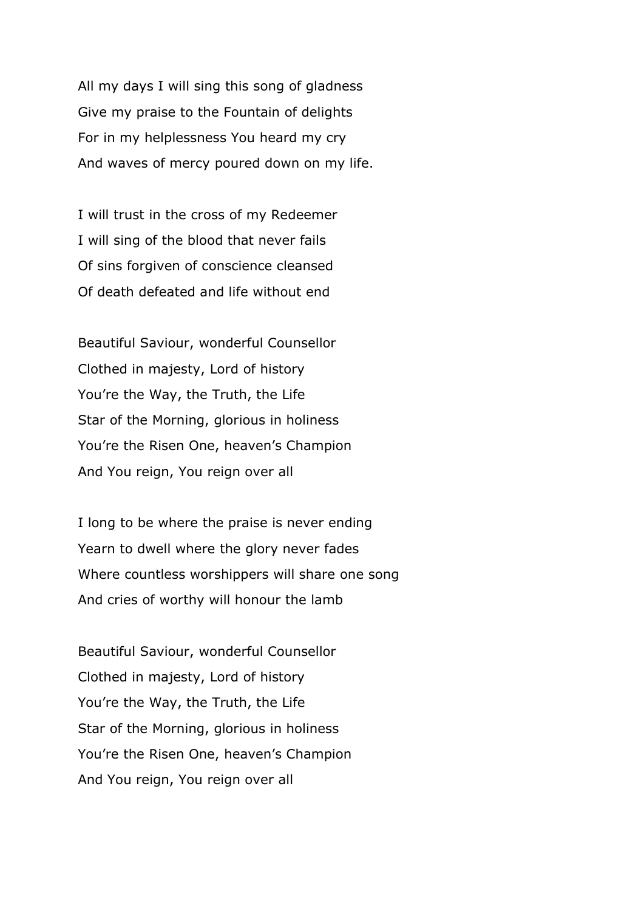All my days I will sing this song of gladness
Give my praise to the Fountain of delights
For in my helplessness You heard my cry
And waves of mercy poured down on my life.

I will trust in the cross of my Redeemer
I will sing of the blood that never fails
Of sins forgiven of conscience cleansed
Of death defeated and life without end

Beautiful Saviour, wonderful Counsellor
Clothed in majesty, Lord of history
You're the Way, the Truth, the Life
Star of the Morning, glorious in holiness
You're the Risen One, heaven's Champion
And You reign, You reign over all

I long to be where the praise is never ending
Yearn to dwell where the glory never fades
Where countless worshippers will share one song
And cries of worthy will honour the lamb

Beautiful Saviour, wonderful Counsellor
Clothed in majesty, Lord of history
You're the Way, the Truth, the Life
Star of the Morning, glorious in holiness
You're the Risen One, heaven's Champion
And You reign, You reign over all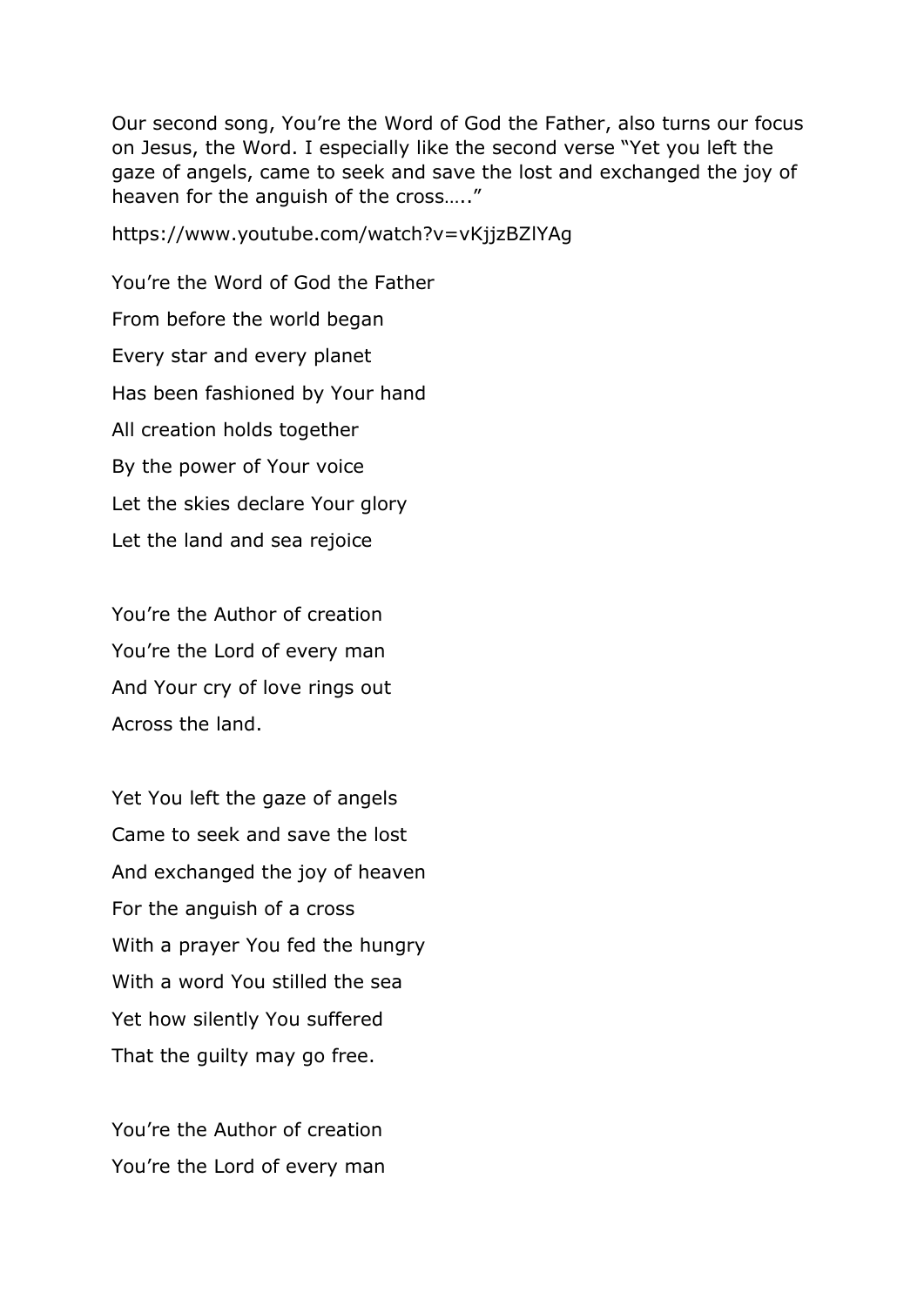Our second song, You’re the Word of God the Father, also turns our focus on Jesus, the Word. I especially like the second verse “Yet you left the gaze of angels, came to seek and save the lost and exchanged the joy of heaven for the anguish of the cross…..”

https://www.youtube.com/watch?v=vKjjzBZlYAg

You’re the Word of God the Father
From before the world began
Every star and every planet
Has been fashioned by Your hand
All creation holds together
By the power of Your voice
Let the skies declare Your glory
Let the land and sea rejoice

You’re the Author of creation
You’re the Lord of every man
And Your cry of love rings out
Across the land.

Yet You left the gaze of angels
Came to seek and save the lost
And exchanged the joy of heaven
For the anguish of a cross
With a prayer You fed the hungry
With a word You stilled the sea
Yet how silently You suffered
That the guilty may go free.

You’re the Author of creation
You’re the Lord of every man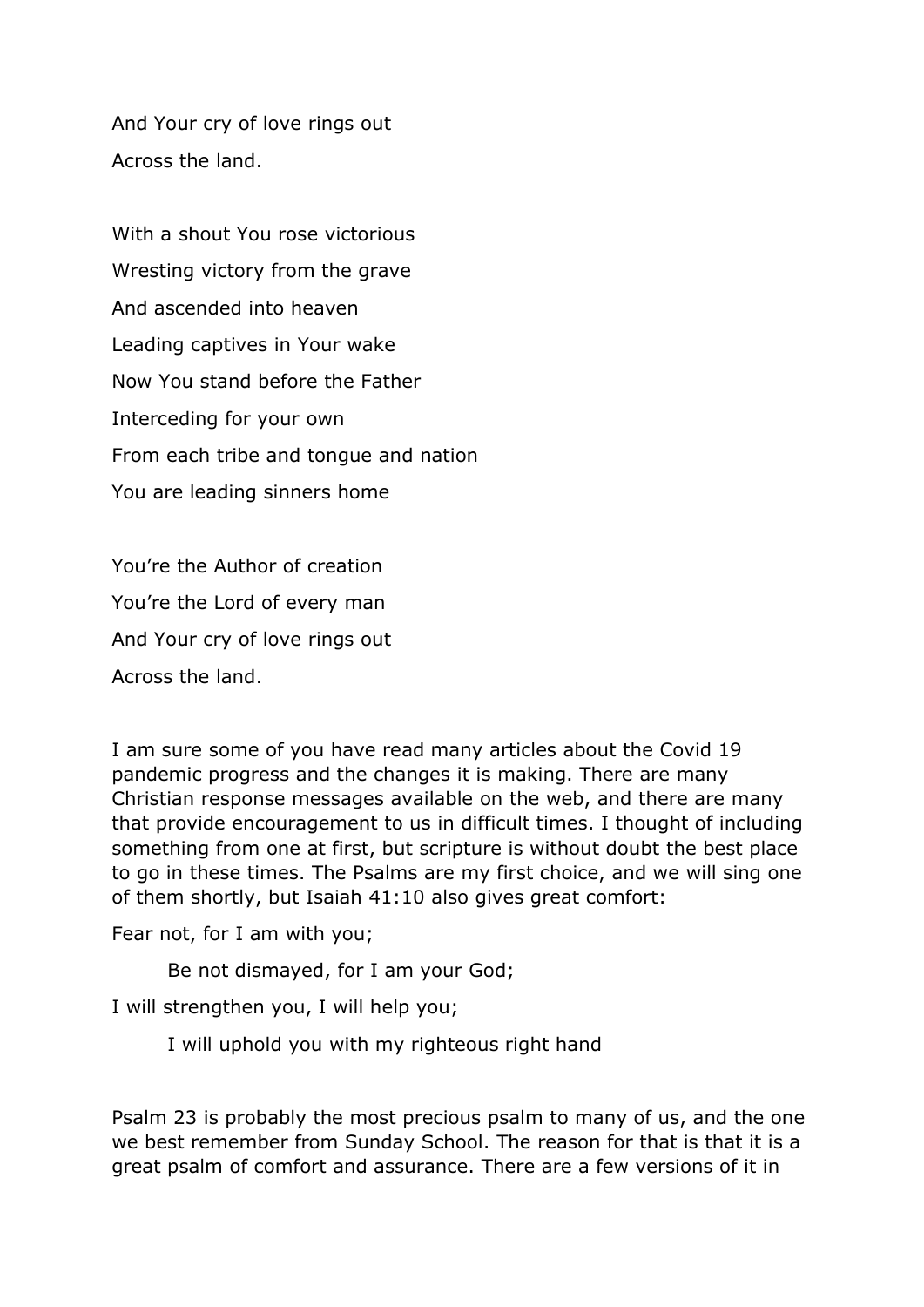And Your cry of love rings out
Across the land.

With a shout You rose victorious
Wresting victory from the grave
And ascended into heaven
Leading captives in Your wake
Now You stand before the Father
Interceding for your own
From each tribe and tongue and nation
You are leading sinners home

You're the Author of creation
You're the Lord of every man
And Your cry of love rings out
Across the land.

I am sure some of you have read many articles about the Covid 19 pandemic progress and the changes it is making. There are many Christian response messages available on the web, and there are many that provide encouragement to us in difficult times. I thought of including something from one at first, but scripture is without doubt the best place to go in these times. The Psalms are my first choice, and we will sing one of them shortly, but Isaiah 41:10 also gives great comfort:

Fear not, for I am with you;
    Be not dismayed, for I am your God;
I will strengthen you, I will help you;
    I will uphold you with my righteous right hand

Psalm 23 is probably the most precious psalm to many of us, and the one we best remember from Sunday School. The reason for that is that it is a great psalm of comfort and assurance. There are a few versions of it in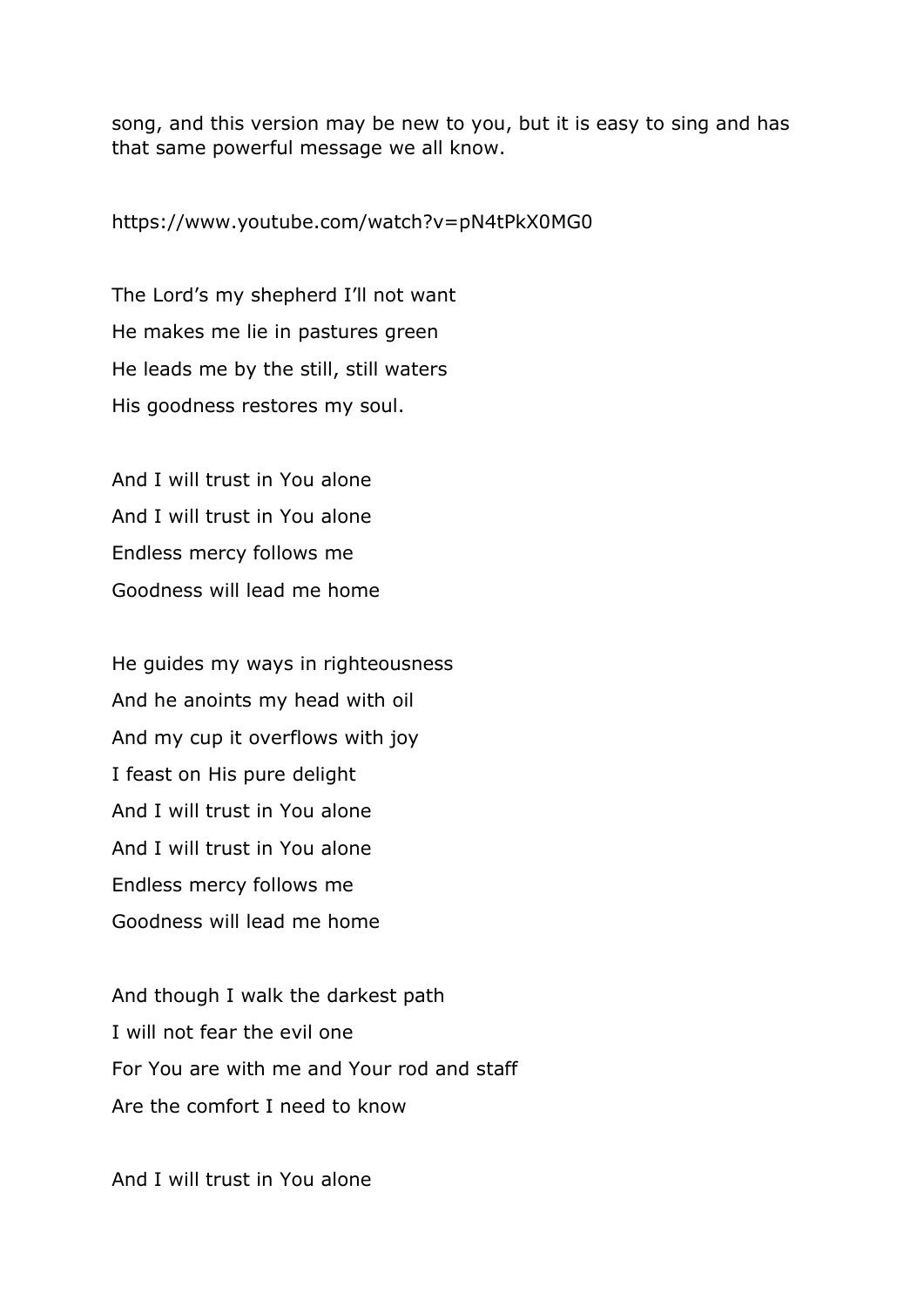song, and this version may be new to you, but it is easy to sing and has that same powerful message we all know.

https://www.youtube.com/watch?v=pN4tPkX0MG0

The Lord's my shepherd I'll not want
He makes me lie in pastures green
He leads me by the still, still waters
His goodness restores my soul.

And I will trust in You alone
And I will trust in You alone
Endless mercy follows me
Goodness will lead me home

He guides my ways in righteousness
And he anoints my head with oil
And my cup it overflows with joy
I feast on His pure delight
And I will trust in You alone
And I will trust in You alone
Endless mercy follows me
Goodness will lead me home

And though I walk the darkest path
I will not fear the evil one
For You are with me and Your rod and staff
Are the comfort I need to know

And I will trust in You alone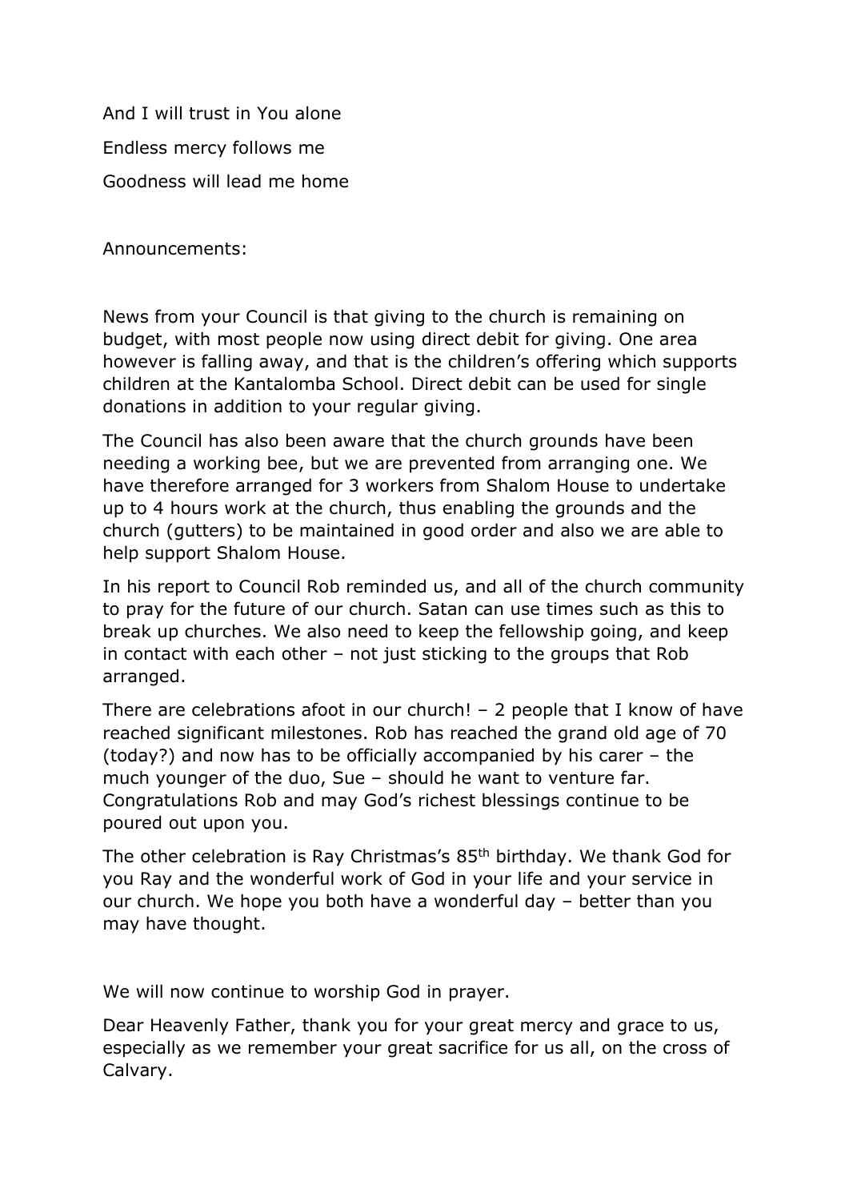And I will trust in You alone

Endless mercy follows me

Goodness will lead me home

Announcements:

News from your Council is that giving to the church is remaining on budget, with most people now using direct debit for giving. One area however is falling away, and that is the children's offering which supports children at the Kantalomba School. Direct debit can be used for single donations in addition to your regular giving.

The Council has also been aware that the church grounds have been needing a working bee, but we are prevented from arranging one. We have therefore arranged for 3 workers from Shalom House to undertake up to 4 hours work at the church, thus enabling the grounds and the church (gutters) to be maintained in good order and also we are able to help support Shalom House.

In his report to Council Rob reminded us, and all of the church community to pray for the future of our church. Satan can use times such as this to break up churches. We also need to keep the fellowship going, and keep in contact with each other – not just sticking to the groups that Rob arranged.

There are celebrations afoot in our church! – 2 people that I know of have reached significant milestones. Rob has reached the grand old age of 70 (today?) and now has to be officially accompanied by his carer – the much younger of the duo, Sue – should he want to venture far. Congratulations Rob and may God's richest blessings continue to be poured out upon you.

The other celebration is Ray Christmas's 85th birthday. We thank God for you Ray and the wonderful work of God in your life and your service in our church. We hope you both have a wonderful day – better than you may have thought.

We will now continue to worship God in prayer.

Dear Heavenly Father, thank you for your great mercy and grace to us, especially as we remember your great sacrifice for us all, on the cross of Calvary.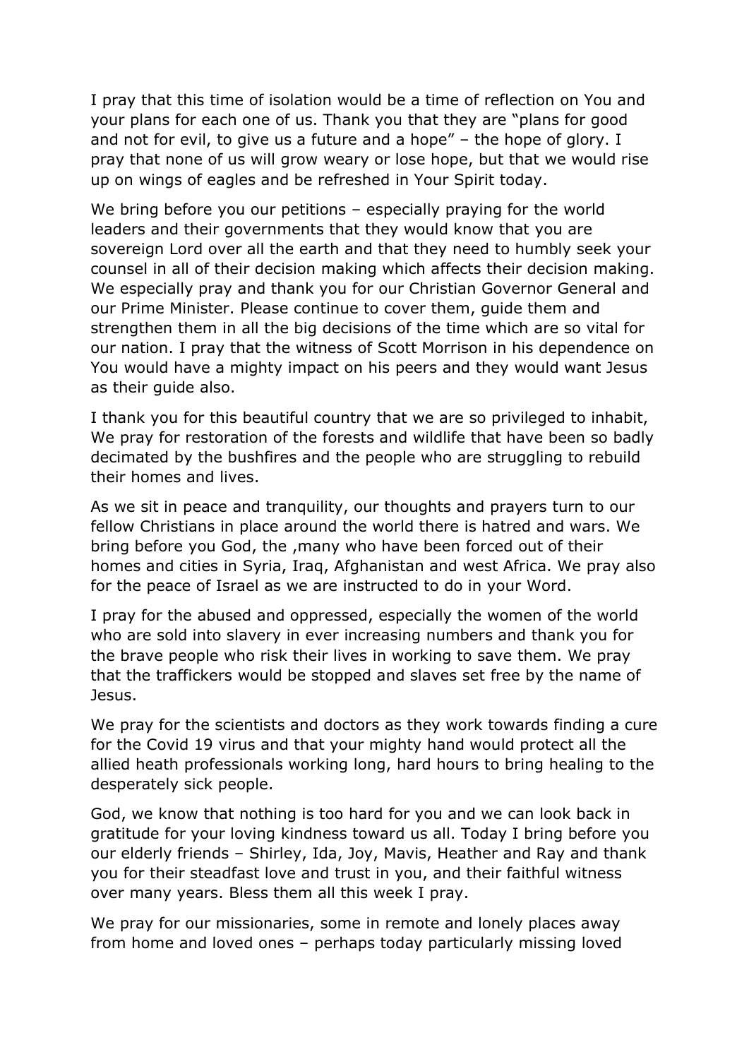I pray that this time of isolation would be a time of reflection on You and your plans for each one of us. Thank you that they are "plans for good and not for evil, to give us a future and a hope" – the hope of glory. I pray that none of us will grow weary or lose hope, but that we would rise up on wings of eagles and be refreshed in Your Spirit today.

We bring before you our petitions – especially praying for the world leaders and their governments that they would know that you are sovereign Lord over all the earth and that they need to humbly seek your counsel in all of their decision making which affects their decision making. We especially pray and thank you for our Christian Governor General and our Prime Minister. Please continue to cover them, guide them and strengthen them in all the big decisions of the time which are so vital for our nation. I pray that the witness of Scott Morrison in his dependence on You would have a mighty impact on his peers and they would want Jesus as their guide also.

I thank you for this beautiful country that we are so privileged to inhabit, We pray for restoration of the forests and wildlife that have been so badly decimated by the bushfires and the people who are struggling to rebuild their homes and lives.

As we sit in peace and tranquility, our thoughts and prayers turn to our fellow Christians in place around the world there is hatred and wars. We bring before you God, the ,many who have been forced out of their homes and cities in Syria, Iraq, Afghanistan and west Africa. We pray also for the peace of Israel as we are instructed to do in your Word.

I pray for the abused and oppressed, especially the women of the world who are sold into slavery in ever increasing numbers and thank you for the brave people who risk their lives in working to save them. We pray that the traffickers would be stopped and slaves set free by the name of Jesus.

We pray for the scientists and doctors as they work towards finding a cure for the Covid 19 virus and that your mighty hand would protect all the allied heath professionals working long, hard hours to bring healing to the desperately sick people.

God, we know that nothing is too hard for you and we can look back in gratitude for your loving kindness toward us all. Today I bring before you our elderly friends – Shirley, Ida, Joy, Mavis, Heather and Ray and thank you for their steadfast love and trust in you, and their faithful witness over many years. Bless them all this week I pray.

We pray for our missionaries, some in remote and lonely places away from home and loved ones – perhaps today particularly missing loved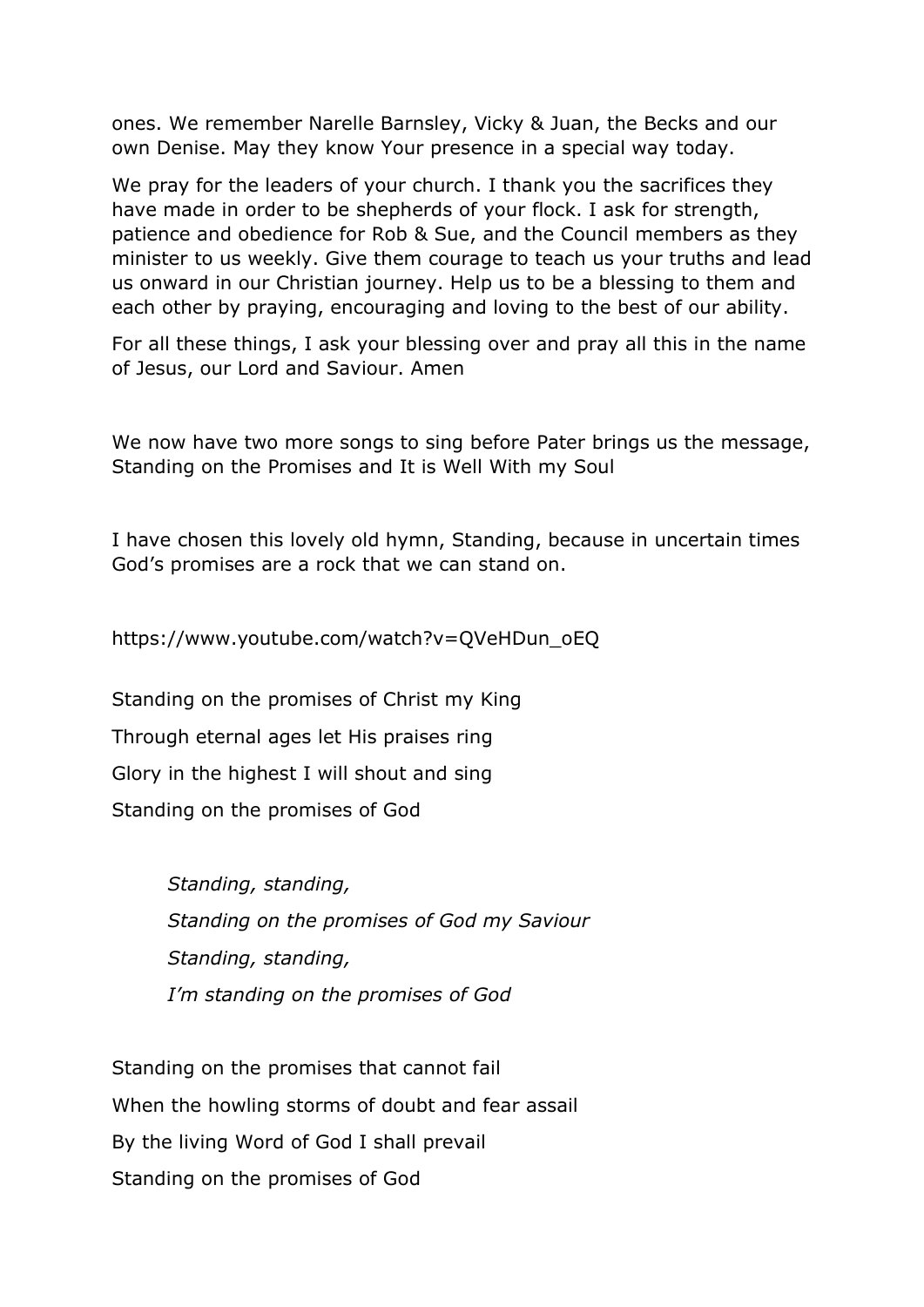ones. We remember Narelle Barnsley, Vicky & Juan, the Becks and our own Denise. May they know Your presence in a special way today.

We pray for the leaders of your church. I thank you the sacrifices they have made in order to be shepherds of your flock. I ask for strength, patience and obedience for Rob & Sue, and the Council members as they minister to us weekly. Give them courage to teach us your truths and lead us onward in our Christian journey. Help us to be a blessing to them and each other by praying, encouraging and loving to the best of our ability.

For all these things, I ask your blessing over and pray all this in the name of Jesus, our Lord and Saviour. Amen

We now have two more songs to sing before Pater brings us the message, Standing on the Promises and It is Well With my Soul

I have chosen this lovely old hymn, Standing, because in uncertain times God's promises are a rock that we can stand on.

https://www.youtube.com/watch?v=QVeHDun_oEQ

Standing on the promises of Christ my King

Through eternal ages let His praises ring

Glory in the highest I will shout and sing

Standing on the promises of God

> *Standing, standing,*
>
> *Standing on the promises of God my Saviour*
>
> *Standing, standing,*
>
> *I'm standing on the promises of God*

Standing on the promises that cannot fail

When the howling storms of doubt and fear assail

By the living Word of God I shall prevail

Standing on the promises of God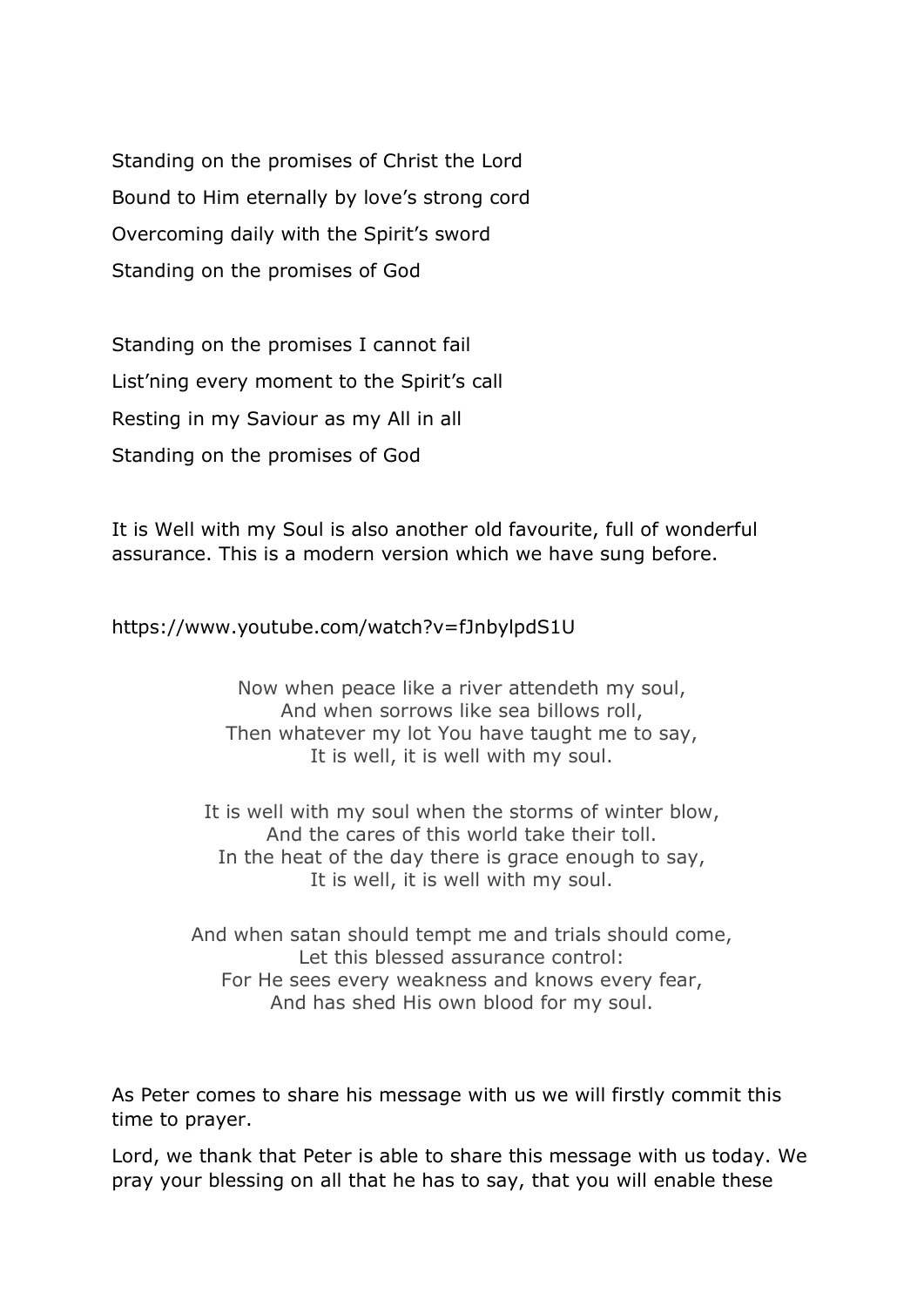Standing on the promises of Christ the Lord
Bound to Him eternally by love's strong cord
Overcoming daily with the Spirit's sword
Standing on the promises of God

Standing on the promises I cannot fail
List'ning every moment to the Spirit's call
Resting in my Saviour as my All in all
Standing on the promises of God

It is Well with my Soul is also another old favourite, full of wonderful assurance. This is a modern version which we have sung before.

https://www.youtube.com/watch?v=fJnbylpdS1U

Now when peace like a river attendeth my soul,
And when sorrows like sea billows roll,
Then whatever my lot You have taught me to say,
It is well, it is well with my soul.

It is well with my soul when the storms of winter blow,
And the cares of this world take their toll.
In the heat of the day there is grace enough to say,
It is well, it is well with my soul.

And when satan should tempt me and trials should come,
Let this blessed assurance control:
For He sees every weakness and knows every fear,
And has shed His own blood for my soul.

As Peter comes to share his message with us we will firstly commit this time to prayer.

Lord, we thank that Peter is able to share this message with us today. We pray your blessing on all that he has to say, that you will enable these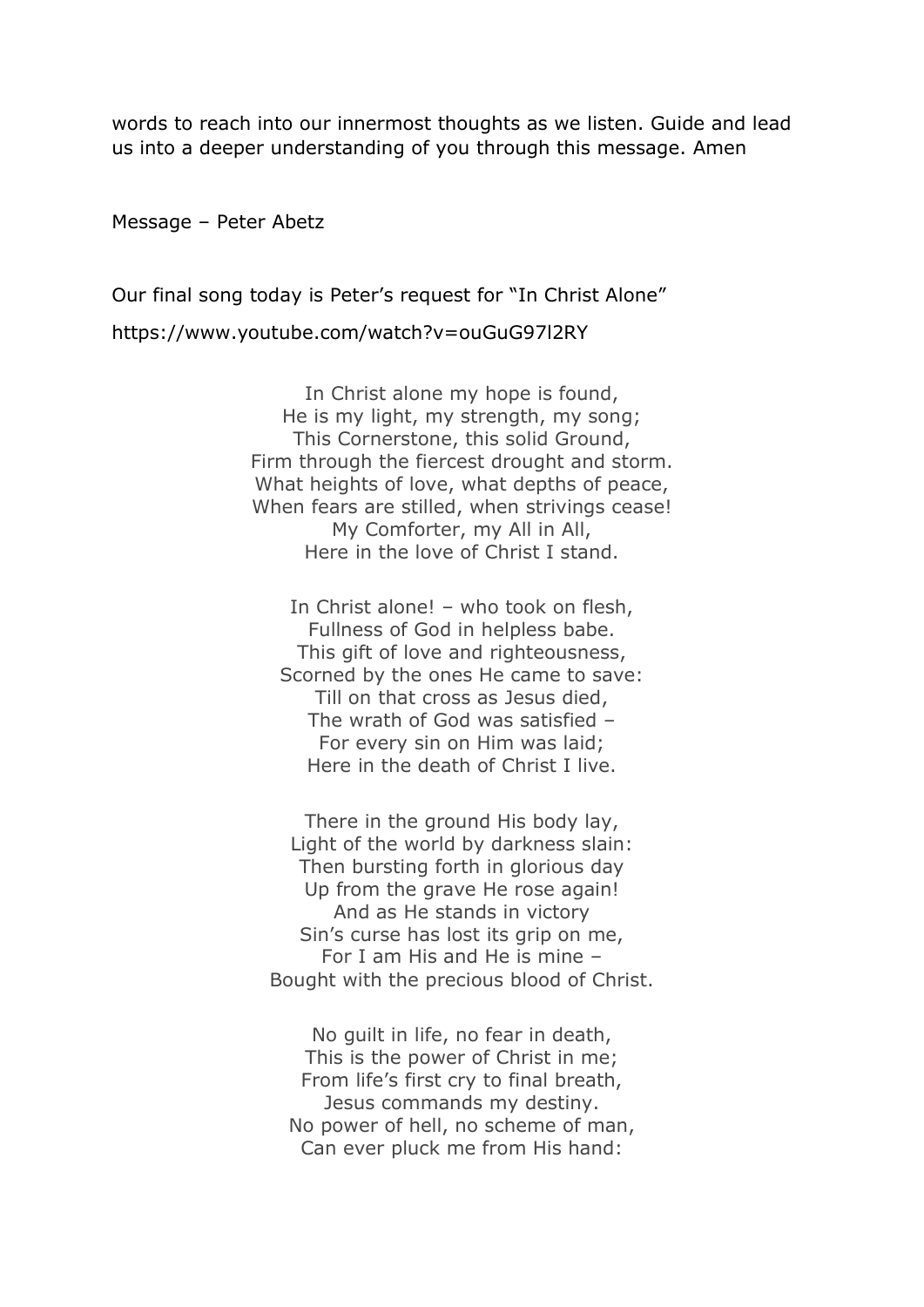words to reach into our innermost thoughts as we listen. Guide and lead us into a deeper understanding of you through this message. Amen

Message – Peter Abetz

Our final song today is Peter's request for "In Christ Alone"

https://www.youtube.com/watch?v=ouGuG97I2RY

In Christ alone my hope is found,
He is my light, my strength, my song;
This Cornerstone, this solid Ground,
Firm through the fiercest drought and storm.
What heights of love, what depths of peace,
When fears are stilled, when strivings cease!
My Comforter, my All in All,
Here in the love of Christ I stand.

In Christ alone! – who took on flesh,
Fullness of God in helpless babe.
This gift of love and righteousness,
Scorned by the ones He came to save:
Till on that cross as Jesus died,
The wrath of God was satisfied –
For every sin on Him was laid;
Here in the death of Christ I live.

There in the ground His body lay,
Light of the world by darkness slain:
Then bursting forth in glorious day
Up from the grave He rose again!
And as He stands in victory
Sin's curse has lost its grip on me,
For I am His and He is mine –
Bought with the precious blood of Christ.

No guilt in life, no fear in death,
This is the power of Christ in me;
From life's first cry to final breath,
Jesus commands my destiny.
No power of hell, no scheme of man,
Can ever pluck me from His hand: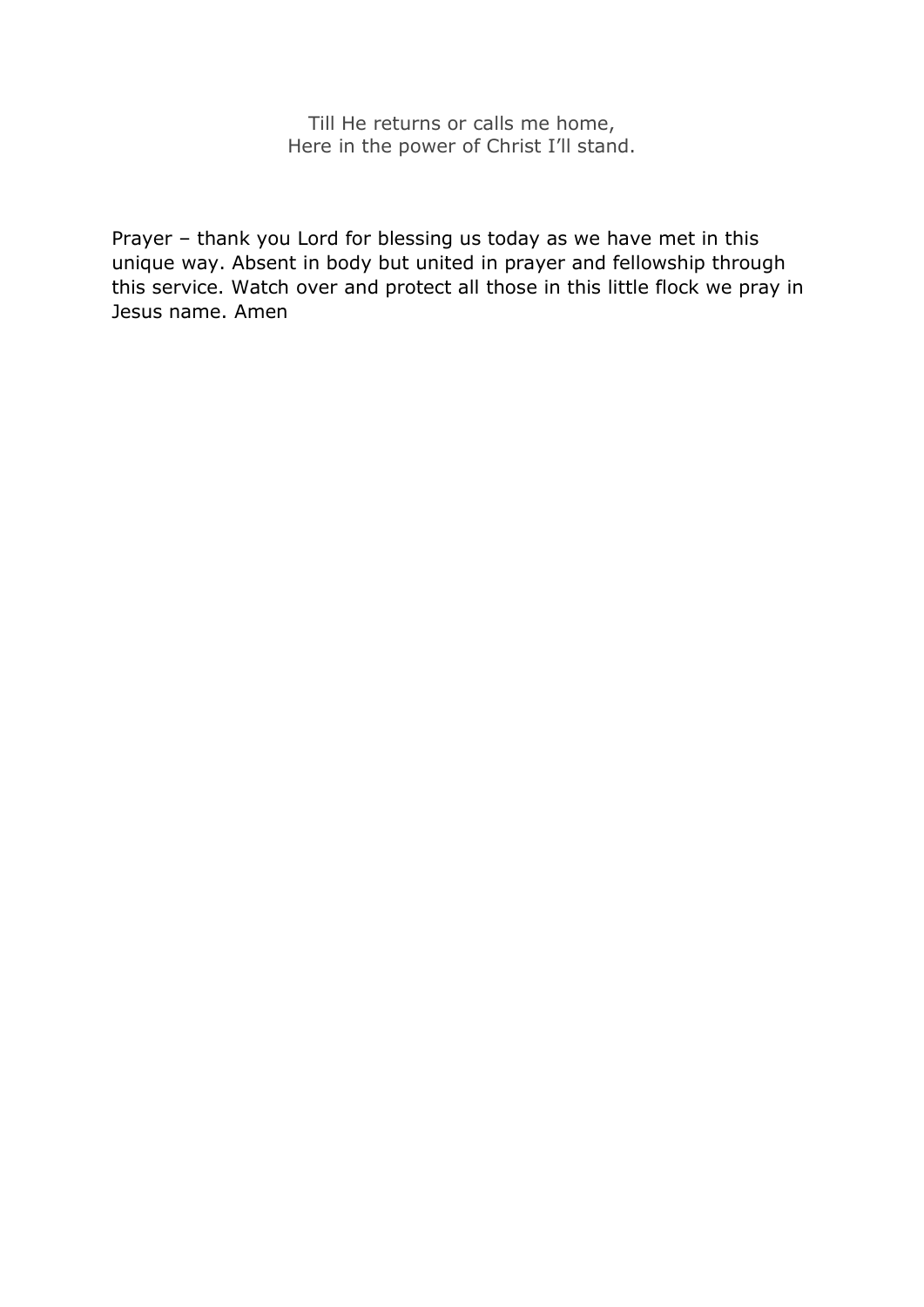Till He returns or calls me home,
Here in the power of Christ I'll stand.

Prayer – thank you Lord for blessing us today as we have met in this unique way. Absent in body but united in prayer and fellowship through this service. Watch over and protect all those in this little flock we pray in Jesus name. Amen